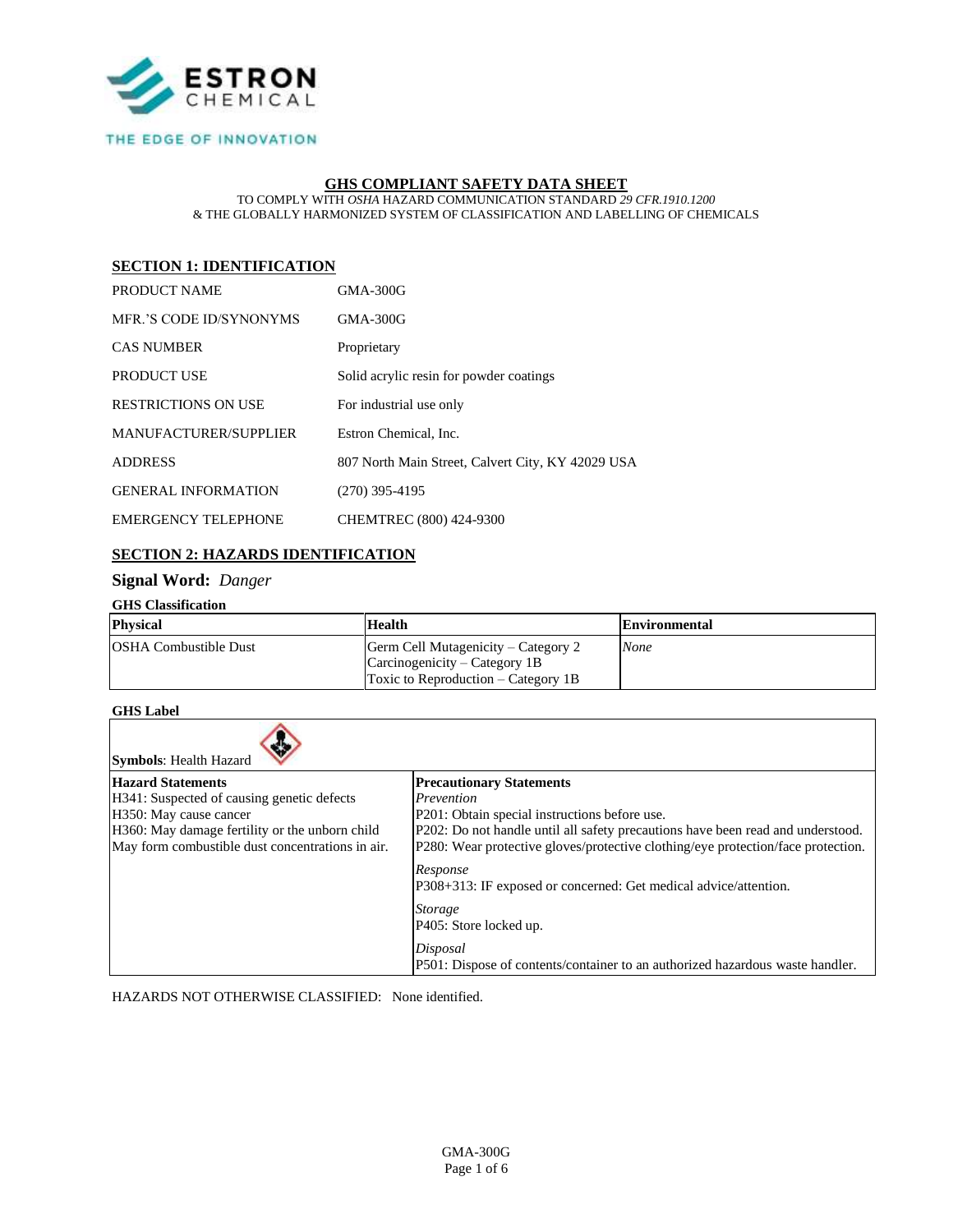ESTRON CHEMICAL

THE EDGE OF INNOVATION

# GHS COMPLIANT SAFETY DATA SHEET

TO COMPLY WITH *OSHA* HAZARD COMMUNICATION STANDARD *29 CFR.1910.1200*
& THE GLOBALLY HARMONIZED SYSTEM OF CLASSIFICATION AND LABELLING OF CHEMICALS

## SECTION 1: IDENTIFICATION

| | |
|---|---|
| PRODUCT NAME | GMA-300G |
| MFR.'S CODE ID/SYNONYMS | GMA-300G |
| CAS NUMBER | Proprietary |
| PRODUCT USE | Solid acrylic resin for powder coatings |
| RESTRICTIONS ON USE | For industrial use only |
| MANUFACTURER/SUPPLIER | Estron Chemical, Inc. |
| ADDRESS | 807 North Main Street, Calvert City, KY 42029 USA |
| GENERAL INFORMATION | (270) 395-4195 |
| EMERGENCY TELEPHONE | CHEMTREC (800) 424-9300 |

## SECTION 2: HAZARDS IDENTIFICATION

### Signal Word: *Danger*

**GHS Classification**

| Physical | Health | Environmental |
|---|---|---|
| OSHA Combustible Dust | Germ Cell Mutagenicity – Category 2<br>Carcinogenicity – Category 1B<br>Toxic to Reproduction – Category 1B | *None* |

**GHS Label**

**Symbols**: Health Hazard

| Hazard Statements | Precautionary Statements |
|---|---|
| H341: Suspected of causing genetic defects<br>H350: May cause cancer<br>H360: May damage fertility or the unborn child<br>May form combustible dust concentrations in air. | *Prevention*<br>P201: Obtain special instructions before use.<br>P202: Do not handle until all safety precautions have been read and understood.<br>P280: Wear protective gloves/protective clothing/eye protection/face protection.<br>*Response*<br>P308+313: IF exposed or concerned: Get medical advice/attention.<br>*Storage*<br>P405: Store locked up.<br>*Disposal*<br>P501: Dispose of contents/container to an authorized hazardous waste handler. |

HAZARDS NOT OTHERWISE CLASSIFIED: None identified.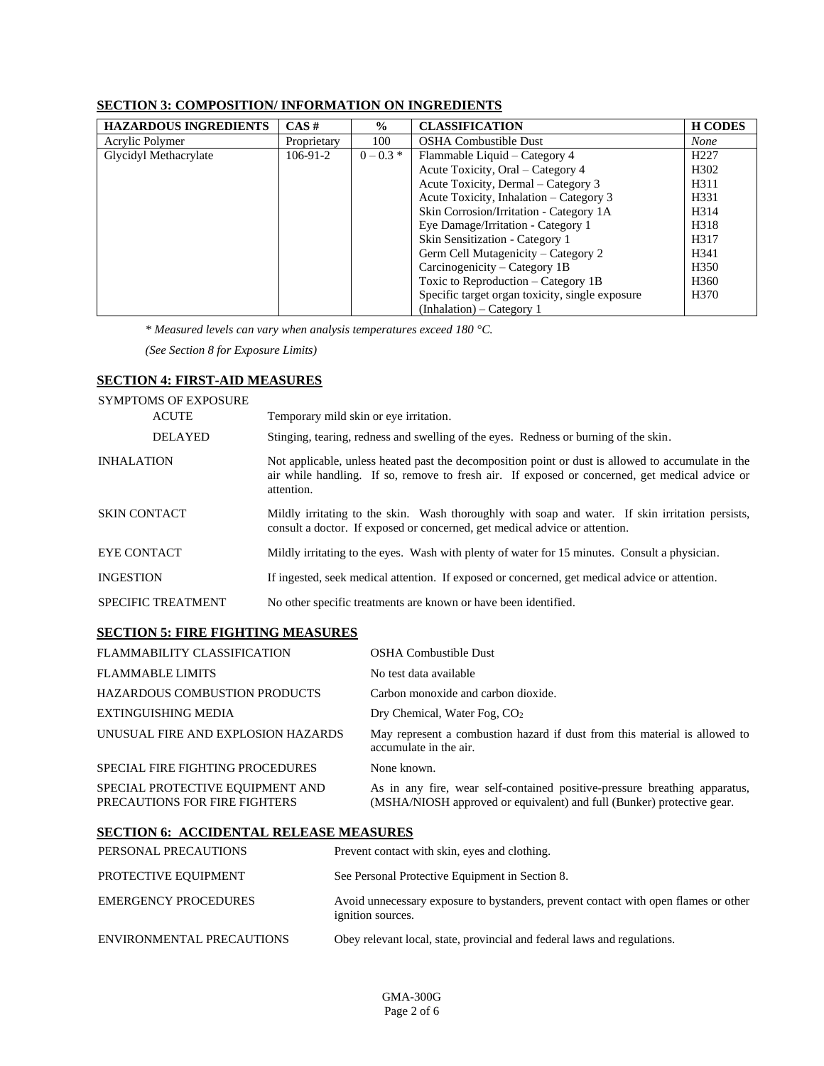## SECTION 3: COMPOSITION/ INFORMATION ON INGREDIENTS

| HAZARDOUS INGREDIENTS | CAS # | % | CLASSIFICATION | H CODES |
|---|---|---|---|---|
| Acrylic Polymer | Proprietary | 100 | OSHA Combustible Dust | *None* |
| Glycidyl Methacrylate | 106-91-2 | 0 – 0.3 * | Flammable Liquid – Category 4 | H227 |
| | | | Acute Toxicity, Oral – Category 4 | H302 |
| | | | Acute Toxicity, Dermal – Category 3 | H311 |
| | | | Acute Toxicity, Inhalation – Category 3 | H331 |
| | | | Skin Corrosion/Irritation - Category 1A | H314 |
| | | | Eye Damage/Irritation - Category 1 | H318 |
| | | | Skin Sensitization - Category 1 | H317 |
| | | | Germ Cell Mutagenicity – Category 2 | H341 |
| | | | Carcinogenicity – Category 1B | H350 |
| | | | Toxic to Reproduction – Category 1B | H360 |
| | | | Specific target organ toxicity, single exposure (Inhalation) – Category 1 | H370 |

*\* Measured levels can vary when analysis temperatures exceed 180 °C.*

*(See Section 8 for Exposure Limits)*

## SECTION 4: FIRST-AID MEASURES

SYMPTOMS OF EXPOSURE

ACUTE — Temporary mild skin or eye irritation.

DELAYED — Stinging, tearing, redness and swelling of the eyes. Redness or burning of the skin.

INHALATION — Not applicable, unless heated past the decomposition point or dust is allowed to accumulate in the air while handling. If so, remove to fresh air. If exposed or concerned, get medical advice or attention.

SKIN CONTACT — Mildly irritating to the skin. Wash thoroughly with soap and water. If skin irritation persists, consult a doctor. If exposed or concerned, get medical advice or attention.

EYE CONTACT — Mildly irritating to the eyes. Wash with plenty of water for 15 minutes. Consult a physician.

INGESTION — If ingested, seek medical attention. If exposed or concerned, get medical advice or attention.

SPECIFIC TREATMENT — No other specific treatments are known or have been identified.

## SECTION 5: FIRE FIGHTING MEASURES

FLAMMABILITY CLASSIFICATION — OSHA Combustible Dust

FLAMMABLE LIMITS — No test data available

HAZARDOUS COMBUSTION PRODUCTS — Carbon monoxide and carbon dioxide.

EXTINGUISHING MEDIA — Dry Chemical, Water Fog, $CO_2$

UNUSUAL FIRE AND EXPLOSION HAZARDS — May represent a combustion hazard if dust from this material is allowed to accumulate in the air.

SPECIAL FIRE FIGHTING PROCEDURES — None known.

SPECIAL PROTECTIVE EQUIPMENT AND PRECAUTIONS FOR FIRE FIGHTERS — As in any fire, wear self-contained positive-pressure breathing apparatus, (MSHA/NIOSH approved or equivalent) and full (Bunker) protective gear.

## SECTION 6: ACCIDENTAL RELEASE MEASURES

PERSONAL PRECAUTIONS — Prevent contact with skin, eyes and clothing.

PROTECTIVE EQUIPMENT — See Personal Protective Equipment in Section 8.

EMERGENCY PROCEDURES — Avoid unnecessary exposure to bystanders, prevent contact with open flames or other ignition sources.

ENVIRONMENTAL PRECAUTIONS — Obey relevant local, state, provincial and federal laws and regulations.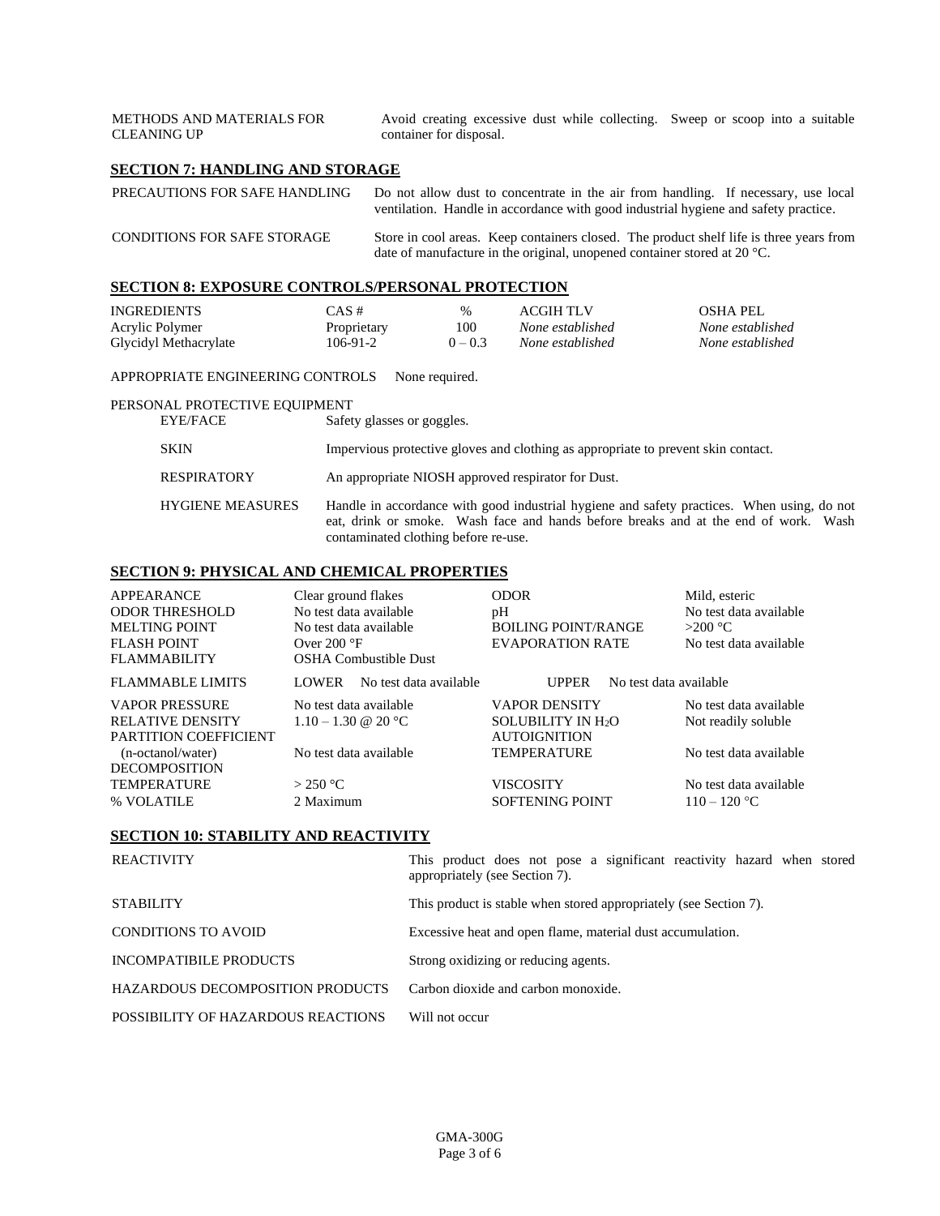| | |
|---|---|
| METHODS AND MATERIALS FOR CLEANING UP | Avoid creating excessive dust while collecting. Sweep or scoop into a suitable container for disposal. |

## SECTION 7: HANDLING AND STORAGE

| | |
|---|---|
| PRECAUTIONS FOR SAFE HANDLING | Do not allow dust to concentrate in the air from handling. If necessary, use local ventilation. Handle in accordance with good industrial hygiene and safety practice. |
| CONDITIONS FOR SAFE STORAGE | Store in cool areas. Keep containers closed. The product shelf life is three years from date of manufacture in the original, unopened container stored at 20 °C. |

## SECTION 8: EXPOSURE CONTROLS/PERSONAL PROTECTION

| INGREDIENTS | CAS # | % | ACGIH TLV | OSHA PEL |
|---|---|---|---|---|
| Acrylic Polymer | Proprietary | 100 | *None established* | *None established* |
| Glycidyl Methacrylate | 106-91-2 | 0 – 0.3 | *None established* | *None established* |

APPROPRIATE ENGINEERING CONTROLS None required.

PERSONAL PROTECTIVE EQUIPMENT

| | |
|---|---|
| EYE/FACE | Safety glasses or goggles. |
| SKIN | Impervious protective gloves and clothing as appropriate to prevent skin contact. |
| RESPIRATORY | An appropriate NIOSH approved respirator for Dust. |
| HYGIENE MEASURES | Handle in accordance with good industrial hygiene and safety practices. When using, do not eat, drink or smoke. Wash face and hands before breaks and at the end of work. Wash contaminated clothing before re-use. |

## SECTION 9: PHYSICAL AND CHEMICAL PROPERTIES

| | | | |
|---|---|---|---|
| APPEARANCE | Clear ground flakes | ODOR | Mild, esteric |
| ODOR THRESHOLD | No test data available | pH | No test data available |
| MELTING POINT | No test data available | BOILING POINT/RANGE | >200 °C |
| FLASH POINT | Over 200 °F | EVAPORATION RATE | No test data available |
| FLAMMABILITY | OSHA Combustible Dust | | |
| FLAMMABLE LIMITS | LOWER No test data available | UPPER | No test data available |
| VAPOR PRESSURE | No test data available | VAPOR DENSITY | No test data available |
| RELATIVE DENSITY | 1.10 – 1.30 @ 20 °C | SOLUBILITY IN $H_2O$ | Not readily soluble |
| PARTITION COEFFICIENT (n-octanol/water) | No test data available | AUTOIGNITION TEMPERATURE | No test data available |
| DECOMPOSITION TEMPERATURE | > 250 °C | VISCOSITY | No test data available |
| % VOLATILE | 2 Maximum | SOFTENING POINT | 110 – 120 °C |

## SECTION 10: STABILITY AND REACTIVITY

| | |
|---|---|
| REACTIVITY | This product does not pose a significant reactivity hazard when stored appropriately (see Section 7). |
| STABILITY | This product is stable when stored appropriately (see Section 7). |
| CONDITIONS TO AVOID | Excessive heat and open flame, material dust accumulation. |
| INCOMPATIBILE PRODUCTS | Strong oxidizing or reducing agents. |
| HAZARDOUS DECOMPOSITION PRODUCTS | Carbon dioxide and carbon monoxide. |
| POSSIBILITY OF HAZARDOUS REACTIONS | Will not occur |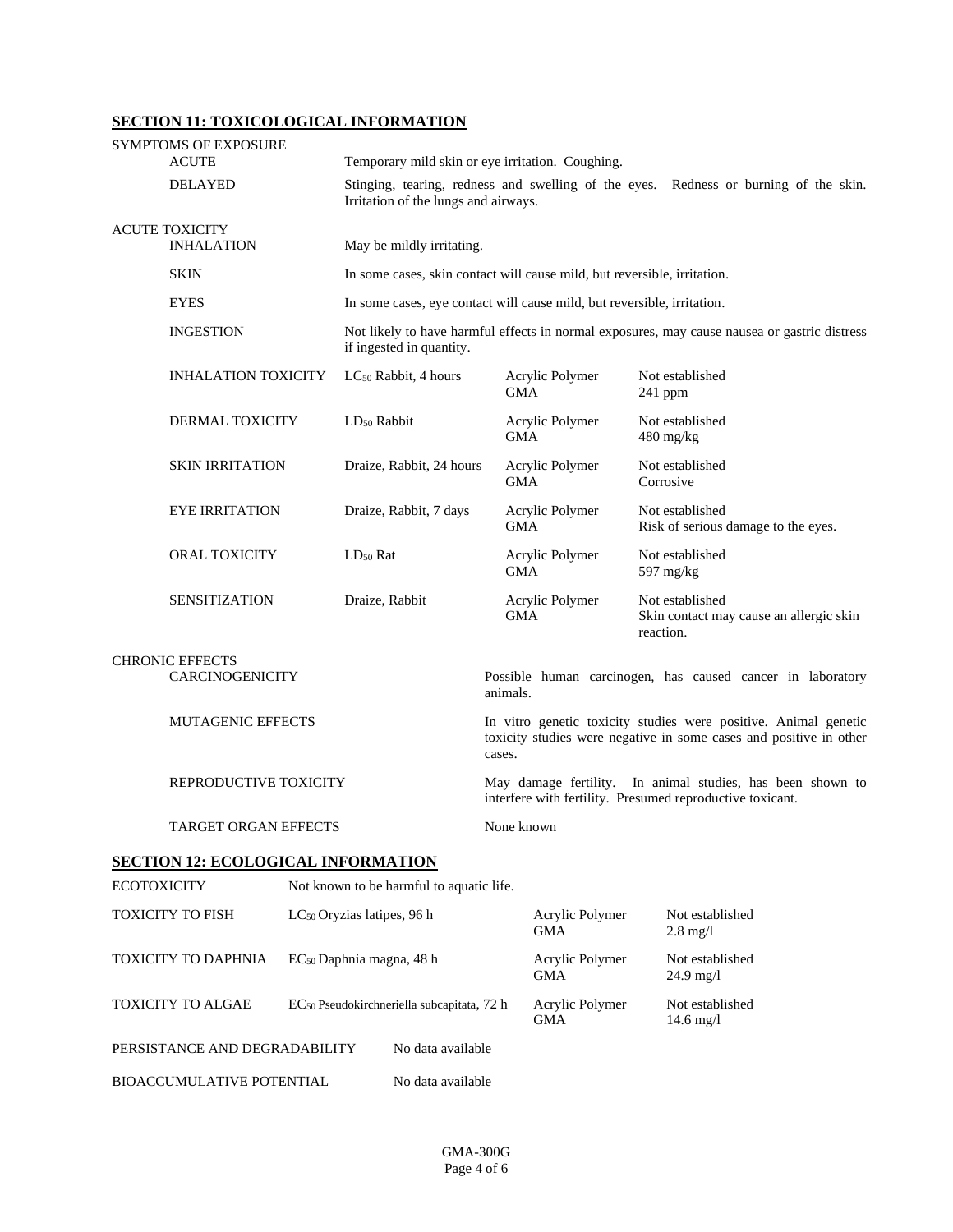## SECTION 11: TOXICOLOGICAL INFORMATION

SYMPTOMS OF EXPOSURE

| | |
|---|---|
| ACUTE | Temporary mild skin or eye irritation. Coughing. |
| DELAYED | Stinging, tearing, redness and swelling of the eyes. Redness or burning of the skin. Irritation of the lungs and airways. |

ACUTE TOXICITY

| | |
|---|---|
| INHALATION | May be mildly irritating. |
| SKIN | In some cases, skin contact will cause mild, but reversible, irritation. |
| EYES | In some cases, eye contact will cause mild, but reversible, irritation. |
| INGESTION | Not likely to have harmful effects in normal exposures, may cause nausea or gastric distress if ingested in quantity. |

| | | | |
|---|---|---|---|
| INHALATION TOXICITY | $LC_{50}$ Rabbit, 4 hours | Acrylic Polymer<br>GMA | Not established<br>241 ppm |
| DERMAL TOXICITY | $LD_{50}$ Rabbit | Acrylic Polymer<br>GMA | Not established<br>480 mg/kg |
| SKIN IRRITATION | Draize, Rabbit, 24 hours | Acrylic Polymer<br>GMA | Not established<br>Corrosive |
| EYE IRRITATION | Draize, Rabbit, 7 days | Acrylic Polymer<br>GMA | Not established<br>Risk of serious damage to the eyes. |
| ORAL TOXICITY | $LD_{50}$ Rat | Acrylic Polymer<br>GMA | Not established<br>597 mg/kg |
| SENSITIZATION | Draize, Rabbit | Acrylic Polymer<br>GMA | Not established<br>Skin contact may cause an allergic skin reaction. |

CHRONIC EFFECTS

| | |
|---|---|
| CARCINOGENICITY | Possible human carcinogen, has caused cancer in laboratory animals. |
| MUTAGENIC EFFECTS | In vitro genetic toxicity studies were positive. Animal genetic toxicity studies were negative in some cases and positive in other cases. |
| REPRODUCTIVE TOXICITY | May damage fertility. In animal studies, has been shown to interfere with fertility. Presumed reproductive toxicant. |
| TARGET ORGAN EFFECTS | None known |

## SECTION 12: ECOLOGICAL INFORMATION

ECOTOXICITY Not known to be harmful to aquatic life.

| | | | |
|---|---|---|---|
| TOXICITY TO FISH | $LC_{50}$ Oryzias latipes, 96 h | Acrylic Polymer<br>GMA | Not established<br>2.8 mg/l |
| TOXICITY TO DAPHNIA | $EC_{50}$ Daphnia magna, 48 h | Acrylic Polymer<br>GMA | Not established<br>24.9 mg/l |
| TOXICITY TO ALGAE | $EC_{50}$ Pseudokirchneriella subcapitata, 72 h | Acrylic Polymer<br>GMA | Not established<br>14.6 mg/l |

PERSISTANCE AND DEGRADABILITY No data available

BIOACCUMULATIVE POTENTIAL No data available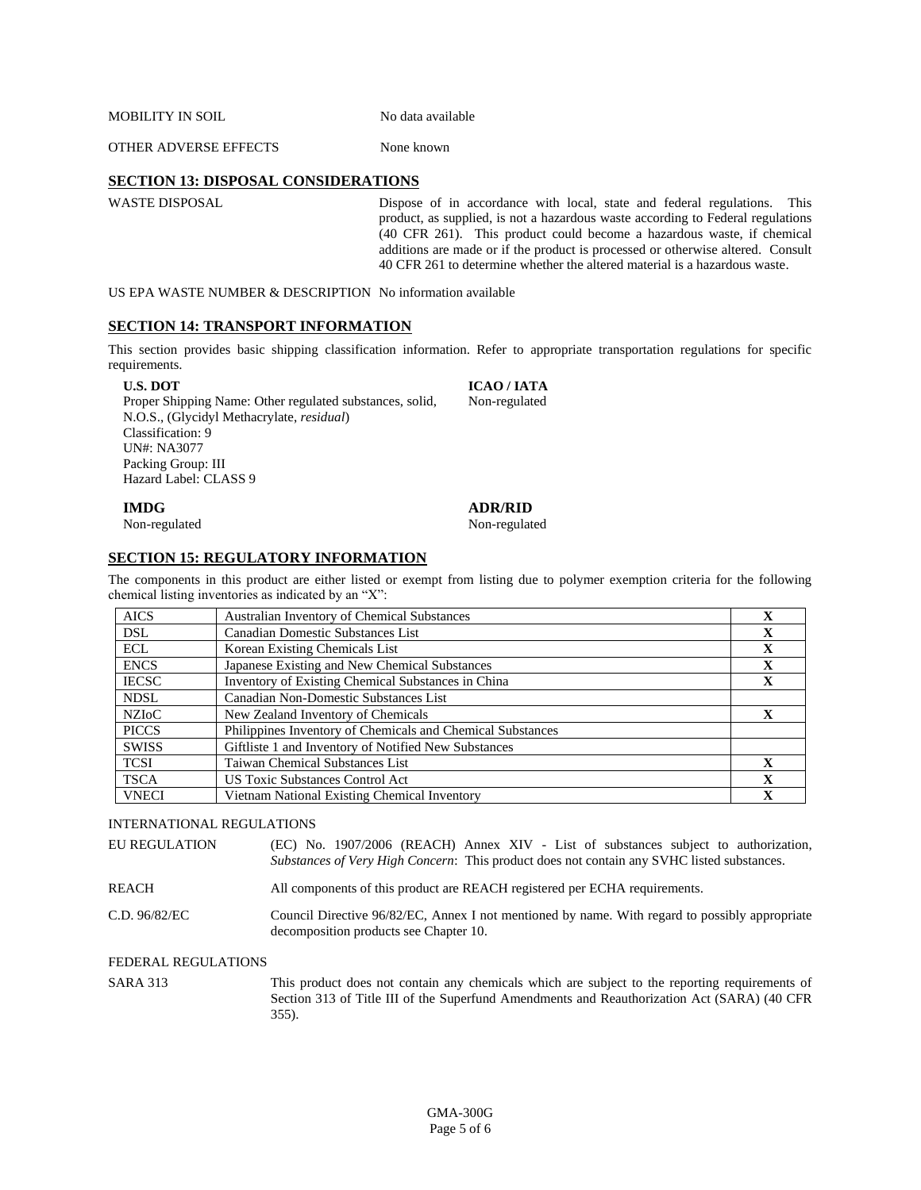MOBILITY IN SOIL	No data available

OTHER ADVERSE EFFECTS	None known

## SECTION 13: DISPOSAL CONSIDERATIONS

WASTE DISPOSAL	Dispose of in accordance with local, state and federal regulations. This product, as supplied, is not a hazardous waste according to Federal regulations (40 CFR 261). This product could become a hazardous waste, if chemical additions are made or if the product is processed or otherwise altered. Consult 40 CFR 261 to determine whether the altered material is a hazardous waste.

US EPA WASTE NUMBER & DESCRIPTION	No information available

## SECTION 14: TRANSPORT INFORMATION

This section provides basic shipping classification information. Refer to appropriate transportation regulations for specific requirements.

**U.S. DOT**
Proper Shipping Name: Other regulated substances, solid, N.O.S., (Glycidyl Methacrylate, *residual*)
Classification: 9
UN#: NA3077
Packing Group: III
Hazard Label: CLASS 9

**ICAO / IATA**
Non-regulated

**IMDG**
Non-regulated

**ADR/RID**
Non-regulated

## SECTION 15: REGULATORY INFORMATION

The components in this product are either listed or exempt from listing due to polymer exemption criteria for the following chemical listing inventories as indicated by an "X":

| | | |
|---|---|---|
| AICS | Australian Inventory of Chemical Substances | X |
| DSL | Canadian Domestic Substances List | X |
| ECL | Korean Existing Chemicals List | X |
| ENCS | Japanese Existing and New Chemical Substances | X |
| IECSC | Inventory of Existing Chemical Substances in China | X |
| NDSL | Canadian Non-Domestic Substances List | |
| NZIoC | New Zealand Inventory of Chemicals | X |
| PICCS | Philippines Inventory of Chemicals and Chemical Substances | |
| SWISS | Giftliste 1 and Inventory of Notified New Substances | |
| TCSI | Taiwan Chemical Substances List | X |
| TSCA | US Toxic Substances Control Act | X |
| VNECI | Vietnam National Existing Chemical Inventory | X |

INTERNATIONAL REGULATIONS

EU REGULATION	(EC) No. 1907/2006 (REACH) Annex XIV - List of substances subject to authorization, *Substances of Very High Concern*: This product does not contain any SVHC listed substances.

REACH	All components of this product are REACH registered per ECHA requirements.

C.D. 96/82/EC	Council Directive 96/82/EC, Annex I not mentioned by name. With regard to possibly appropriate decomposition products see Chapter 10.

FEDERAL REGULATIONS

SARA 313	This product does not contain any chemicals which are subject to the reporting requirements of Section 313 of Title III of the Superfund Amendments and Reauthorization Act (SARA) (40 CFR 355).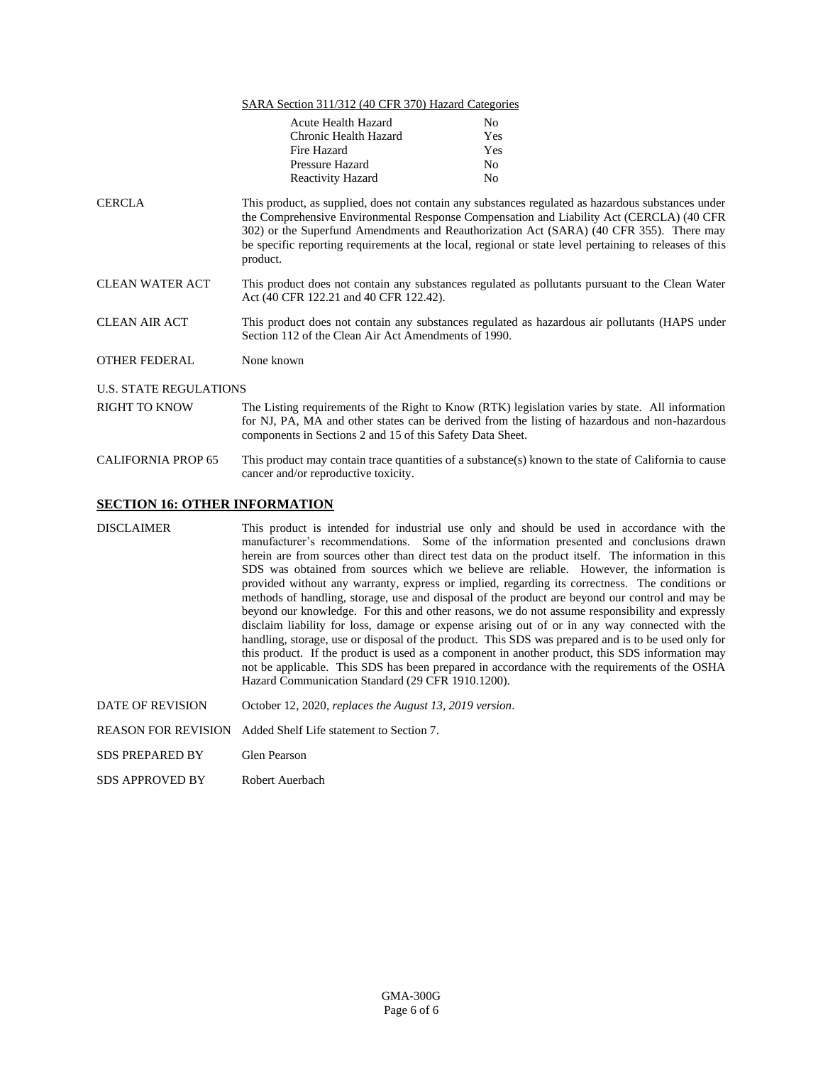SARA Section 311/312 (40 CFR 370) Hazard Categories

| | |
|---|---|
| Acute Health Hazard | No |
| Chronic Health Hazard | Yes |
| Fire Hazard | Yes |
| Pressure Hazard | No |
| Reactivity Hazard | No |

CERCLA — This product, as supplied, does not contain any substances regulated as hazardous substances under the Comprehensive Environmental Response Compensation and Liability Act (CERCLA) (40 CFR 302) or the Superfund Amendments and Reauthorization Act (SARA) (40 CFR 355). There may be specific reporting requirements at the local, regional or state level pertaining to releases of this product.

CLEAN WATER ACT — This product does not contain any substances regulated as pollutants pursuant to the Clean Water Act (40 CFR 122.21 and 40 CFR 122.42).

CLEAN AIR ACT — This product does not contain any substances regulated as hazardous air pollutants (HAPS under Section 112 of the Clean Air Act Amendments of 1990.

OTHER FEDERAL — None known

U.S. STATE REGULATIONS

RIGHT TO KNOW — The Listing requirements of the Right to Know (RTK) legislation varies by state. All information for NJ, PA, MA and other states can be derived from the listing of hazardous and non-hazardous components in Sections 2 and 15 of this Safety Data Sheet.

CALIFORNIA PROP 65 — This product may contain trace quantities of a substance(s) known to the state of California to cause cancer and/or reproductive toxicity.

## SECTION 16: OTHER INFORMATION

DISCLAIMER — This product is intended for industrial use only and should be used in accordance with the manufacturer's recommendations. Some of the information presented and conclusions drawn herein are from sources other than direct test data on the product itself. The information in this SDS was obtained from sources which we believe are reliable. However, the information is provided without any warranty, express or implied, regarding its correctness. The conditions or methods of handling, storage, use and disposal of the product are beyond our control and may be beyond our knowledge. For this and other reasons, we do not assume responsibility and expressly disclaim liability for loss, damage or expense arising out of or in any way connected with the handling, storage, use or disposal of the product. This SDS was prepared and is to be used only for this product. If the product is used as a component in another product, this SDS information may not be applicable. This SDS has been prepared in accordance with the requirements of the OSHA Hazard Communication Standard (29 CFR 1910.1200).

DATE OF REVISION — October 12, 2020, *replaces the August 13, 2019 version*.

REASON FOR REVISION — Added Shelf Life statement to Section 7.

SDS PREPARED BY — Glen Pearson

SDS APPROVED BY — Robert Auerbach